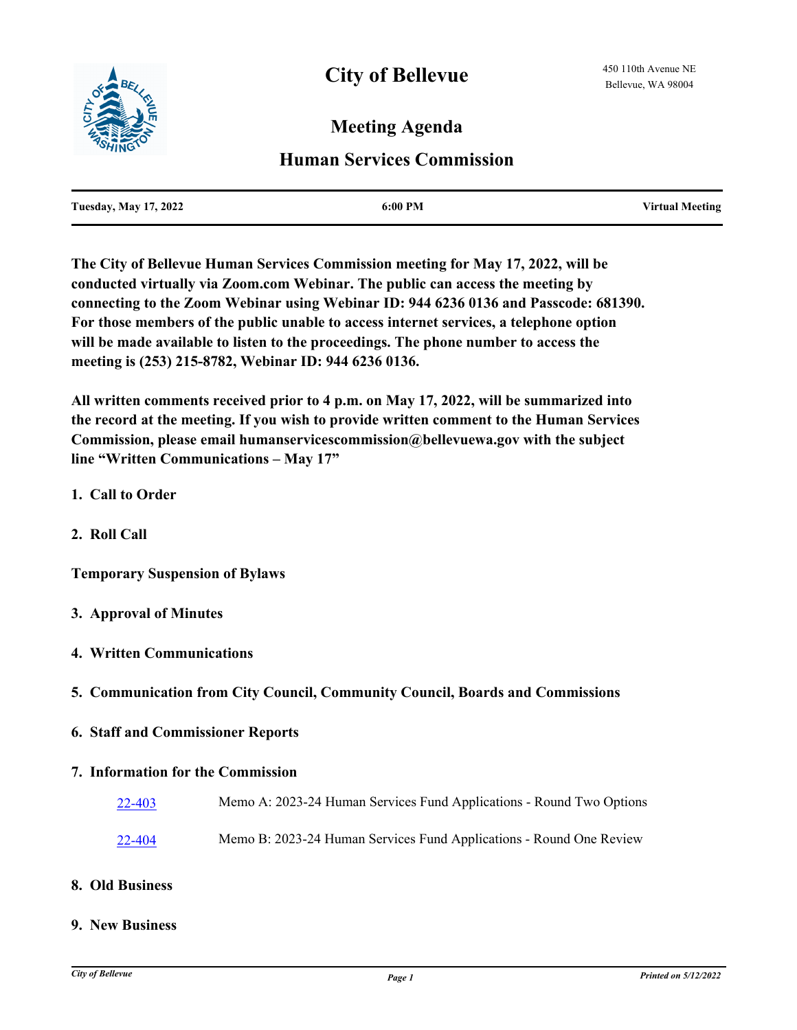# City of Bellevue

450 110th Avenue NE
Bellevue, WA 98004

## Meeting Agenda

## Human Services Commission

| Tuesday, May 17, 2022 | 6:00 PM | Virtual Meeting |
|---|---|---|

**The City of Bellevue Human Services Commission meeting for May 17, 2022, will be conducted virtually via Zoom.com Webinar. The public can access the meeting by connecting to the Zoom Webinar using Webinar ID: 944 6236 0136 and Passcode: 681390. For those members of the public unable to access internet services, a telephone option will be made available to listen to the proceedings. The phone number to access the meeting is (253) 215-8782, Webinar ID: 944 6236 0136.**

**All written comments received prior to 4 p.m. on May 17, 2022, will be summarized into the record at the meeting. If you wish to provide written comment to the Human Services Commission, please email humanservicescommission@bellevuewa.gov with the subject line "Written Communications – May 17"**

**1. Call to Order**

**2. Roll Call**

**Temporary Suspension of Bylaws**

**3. Approval of Minutes**

**4. Written Communications**

**5. Communication from City Council, Community Council, Boards and Commissions**

**6. Staff and Commissioner Reports**

**7. Information for the Commission**

22-403 Memo A: 2023-24 Human Services Fund Applications - Round Two Options

22-404 Memo B: 2023-24 Human Services Fund Applications - Round One Review

**8. Old Business**

**9. New Business**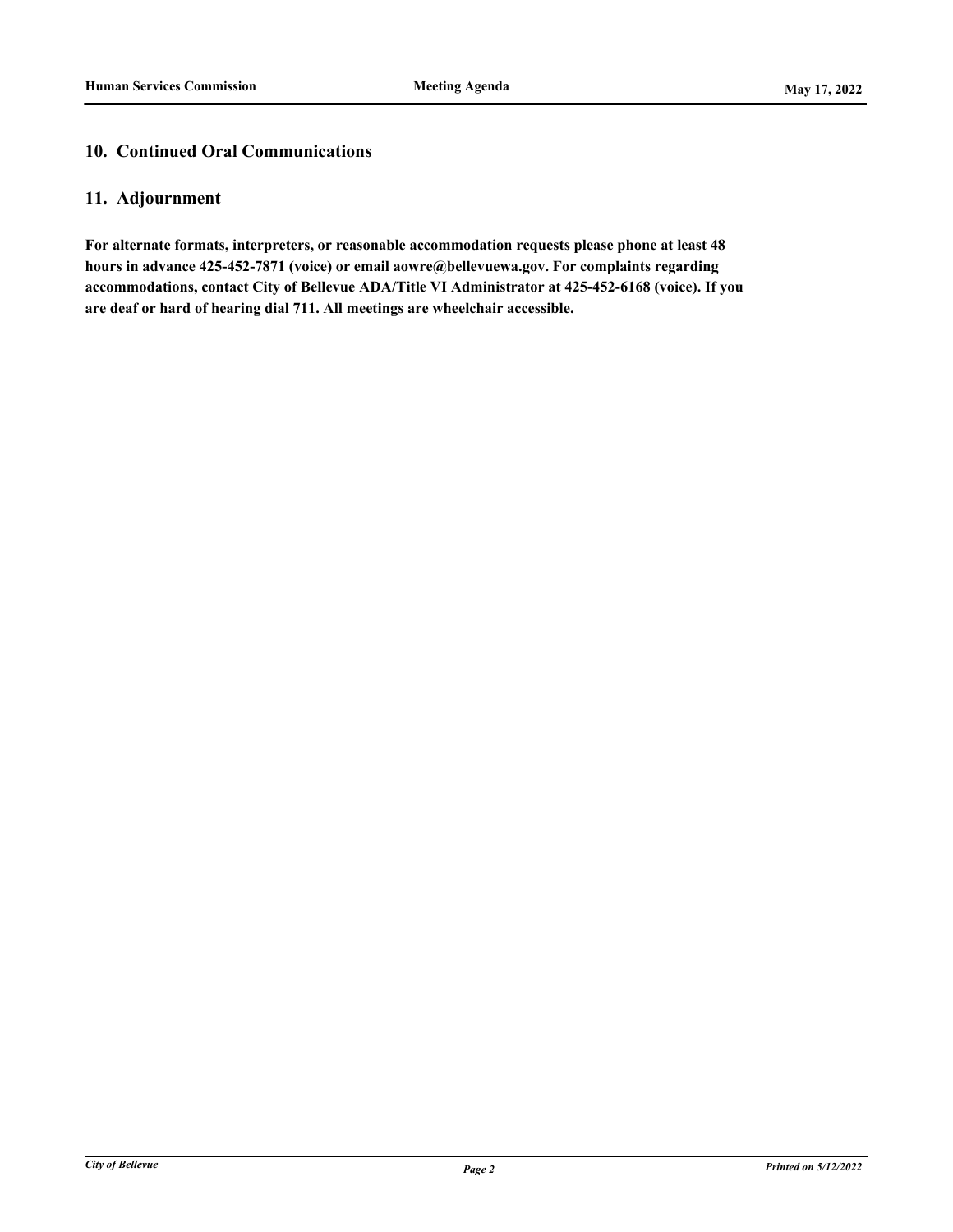## 10. Continued Oral Communications

## 11. Adjournment

**For alternate formats, interpreters, or reasonable accommodation requests please phone at least 48 hours in advance 425-452-7871 (voice) or email aowre@bellevuewa.gov. For complaints regarding accommodations, contact City of Bellevue ADA/Title VI Administrator at 425-452-6168 (voice). If you are deaf or hard of hearing dial 711. All meetings are wheelchair accessible.**